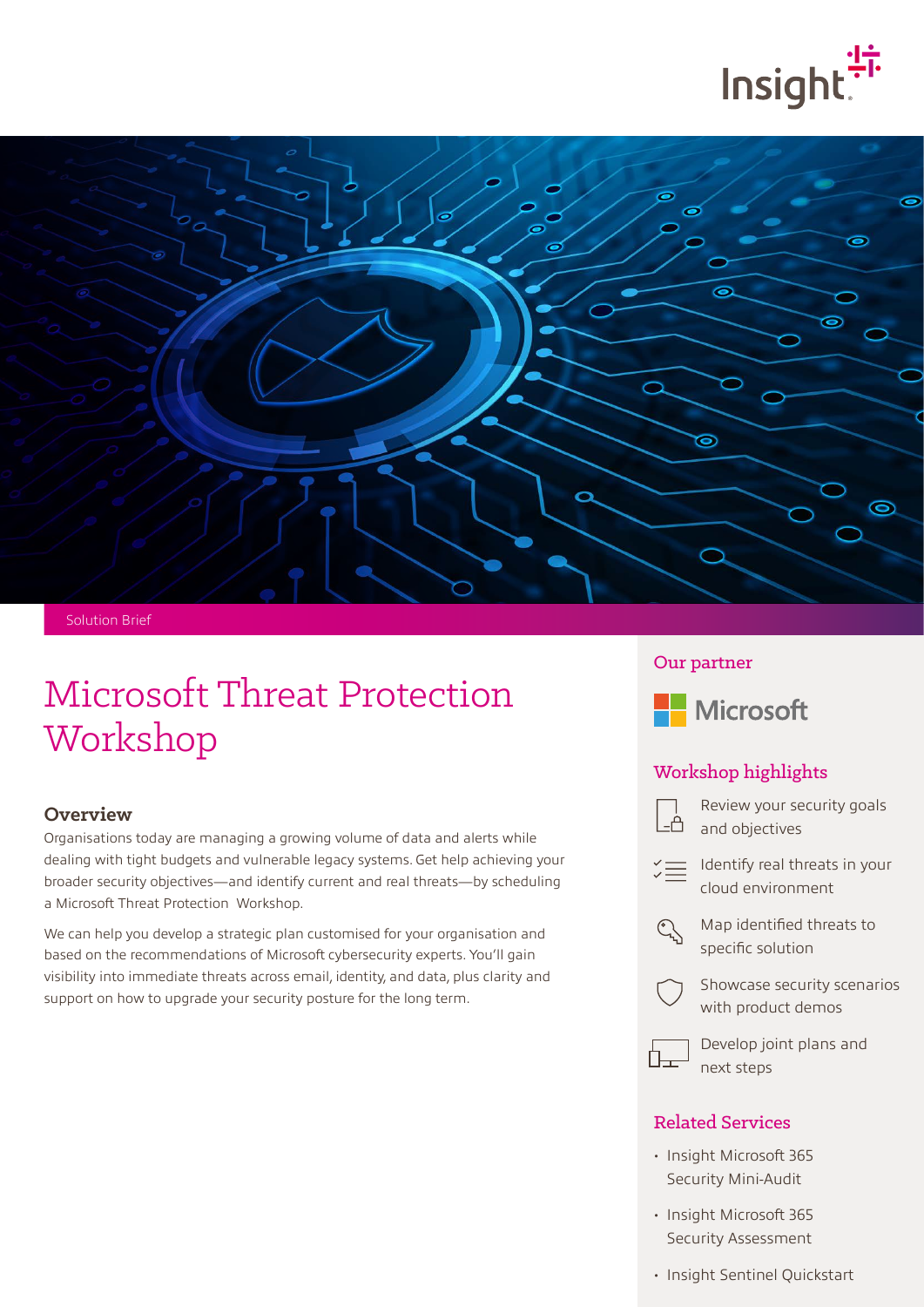Solution Brief

# Microsoft Threat Protection Workshop

## Overview

Organisations today are managing a growing volume of data and alerts while dealing with tight budgets and vulnerable legacy systems. Get help achieving your broader security objectives—and identify current and real threats—by scheduling a Microsoft Threat Protection  Workshop.

We can help you develop a strategic plan customised for your organisation and based on the recommendations of Microsoft cybersecurity experts. You'll gain visibility into immediate threats across email, identity, and data, plus clarity and support on how to upgrade your security posture for the long term.

## Our partner

Microsoft

## Workshop highlights

- Review your security goals and objectives
- Identify real threats in your cloud environment
- Map identified threats to specific solution
- Showcase security scenarios with product demos
- Develop joint plans and next steps

## Related Services

- Insight Microsoft 365 Security Mini-Audit
- Insight Microsoft 365 Security Assessment
- Insight Sentinel Quickstart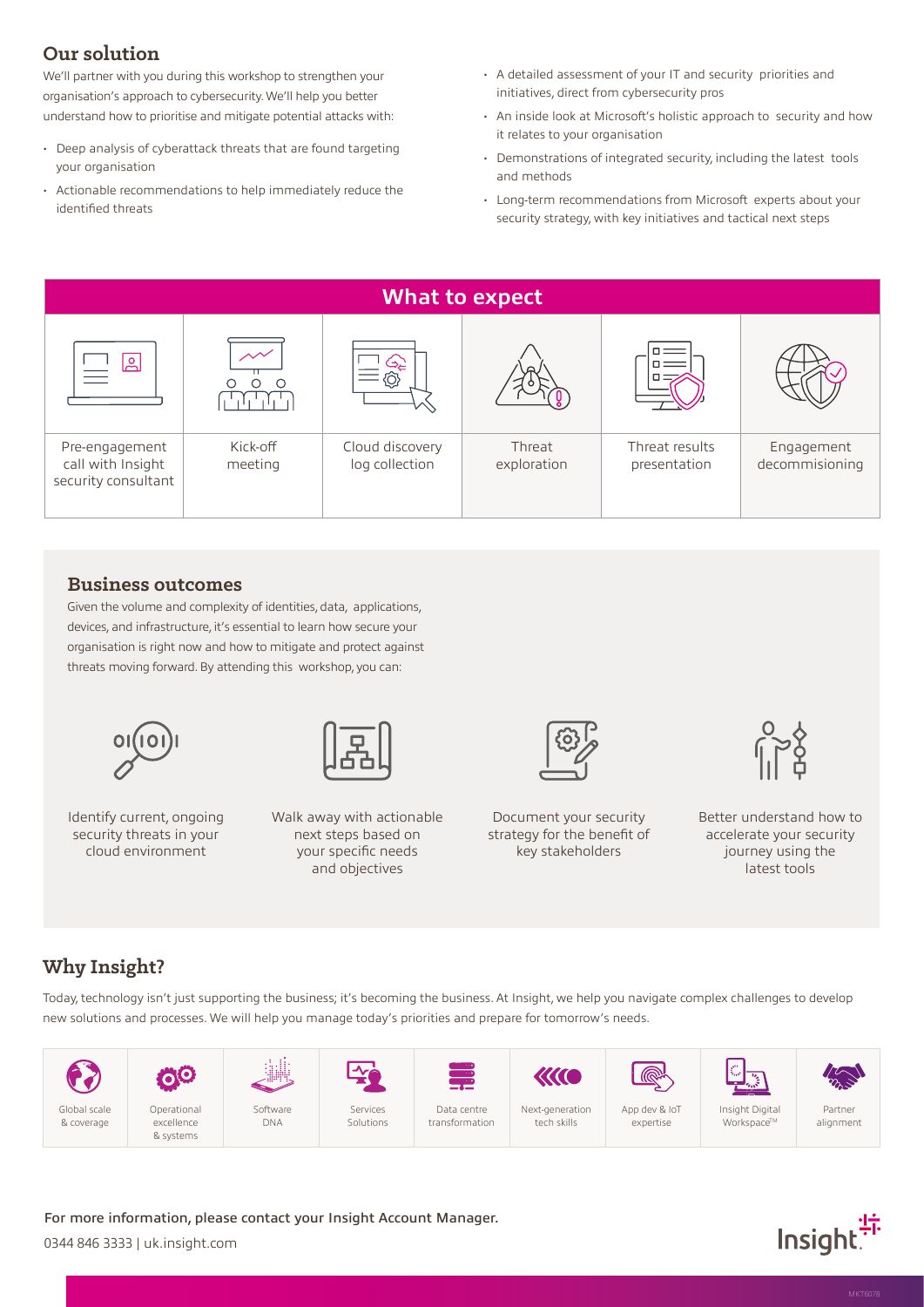## Our solution

We'll partner with you during this workshop to strengthen your organisation's approach to cybersecurity. We'll help you better understand how to prioritise and mitigate potential attacks with:

- Deep analysis of cyberattack threats that are found targeting your organisation
- Actionable recommendations to help immediately reduce the identified threats
- A detailed assessment of your IT and security priorities and initiatives, direct from cybersecurity pros
- An inside look at Microsoft's holistic approach to security and how it relates to your organisation
- Demonstrations of integrated security, including the latest tools and methods
- Long-term recommendations from Microsoft experts about your security strategy, with key initiatives and tactical next steps

## What to expect

| | | | | | |
|---|---|---|---|---|---|
| Pre-engagement call with Insight security consultant | Kick-off meeting | Cloud discovery log collection | Threat exploration | Threat results presentation | Engagement decommissioning |

## Business outcomes

Given the volume and complexity of identities, data, applications, devices, and infrastructure, it's essential to learn how secure your organisation is right now and how to mitigate and protect against threats moving forward. By attending this workshop, you can:

- Identify current, ongoing security threats in your cloud environment
- Walk away with actionable next steps based on your specific needs and objectives
- Document your security strategy for the benefit of key stakeholders
- Better understand how to accelerate your security journey using the latest tools

## Why Insight?

Today, technology isn't just supporting the business; it's becoming the business. At Insight, we help you navigate complex challenges to develop new solutions and processes. We will help you manage today's priorities and prepare for tomorrow's needs.

- Global scale & coverage
- Operational excellence & systems
- Software DNA
- Services Solutions
- Data centre transformation
- Next-generation tech skills
- App dev & IoT expertise
- Insight Digital Workspace™
- Partner alignment

**For more information, please contact your Insight Account Manager.**

0344 846 3333 | uk.insight.com

MKT6078